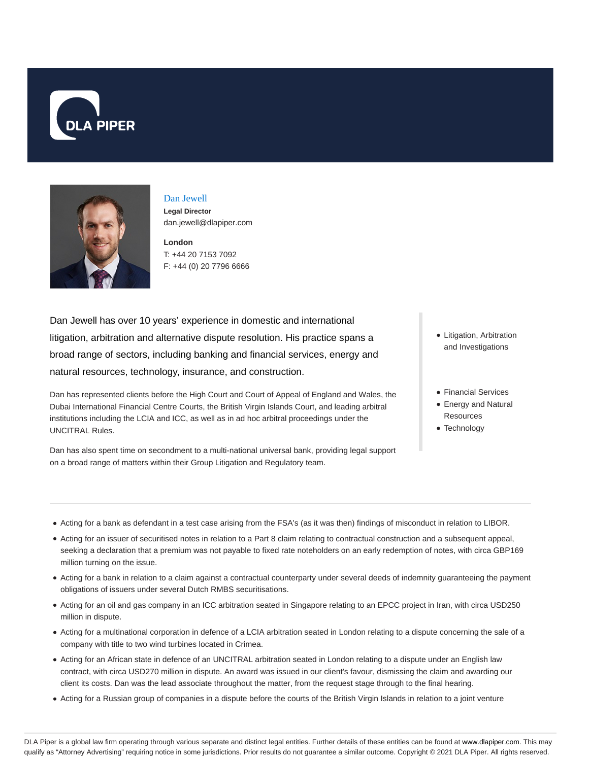DLA PIPER

# Dan Jewell

**Legal Director**
dan.jewell@dlapiper.com

**London**
T: +44 20 7153 7092
F: +44 (0) 20 7796 6666

Dan Jewell has over 10 years' experience in domestic and international litigation, arbitration and alternative dispute resolution. His practice spans a broad range of sectors, including banking and financial services, energy and natural resources, technology, insurance, and construction.

Dan has represented clients before the High Court and Court of Appeal of England and Wales, the Dubai International Financial Centre Courts, the British Virgin Islands Court, and leading arbitral institutions including the LCIA and ICC, as well as in ad hoc arbitral proceedings under the UNCITRAL Rules.

Dan has also spent time on secondment to a multi-national universal bank, providing legal support on a broad range of matters within their Group Litigation and Regulatory team.

- Litigation, Arbitration and Investigations

- Financial Services
- Energy and Natural Resources
- Technology

---

- Acting for a bank as defendant in a test case arising from the FSA's (as it was then) findings of misconduct in relation to LIBOR.
- Acting for an issuer of securitised notes in relation to a Part 8 claim relating to contractual construction and a subsequent appeal, seeking a declaration that a premium was not payable to fixed rate noteholders on an early redemption of notes, with circa GBP169 million turning on the issue.
- Acting for a bank in relation to a claim against a contractual counterparty under several deeds of indemnity guaranteeing the payment obligations of issuers under several Dutch RMBS securitisations.
- Acting for an oil and gas company in an ICC arbitration seated in Singapore relating to an EPCC project in Iran, with circa USD250 million in dispute.
- Acting for a multinational corporation in defence of a LCIA arbitration seated in London relating to a dispute concerning the sale of a company with title to two wind turbines located in Crimea.
- Acting for an African state in defence of an UNCITRAL arbitration seated in London relating to a dispute under an English law contract, with circa USD270 million in dispute. An award was issued in our client's favour, dismissing the claim and awarding our client its costs. Dan was the lead associate throughout the matter, from the request stage through to the final hearing.
- Acting for a Russian group of companies in a dispute before the courts of the British Virgin Islands in relation to a joint venture

DLA Piper is a global law firm operating through various separate and distinct legal entities. Further details of these entities can be found at www.dlapiper.com. This may qualify as "Attorney Advertising" requiring notice in some jurisdictions. Prior results do not guarantee a similar outcome. Copyright © 2021 DLA Piper. All rights reserved.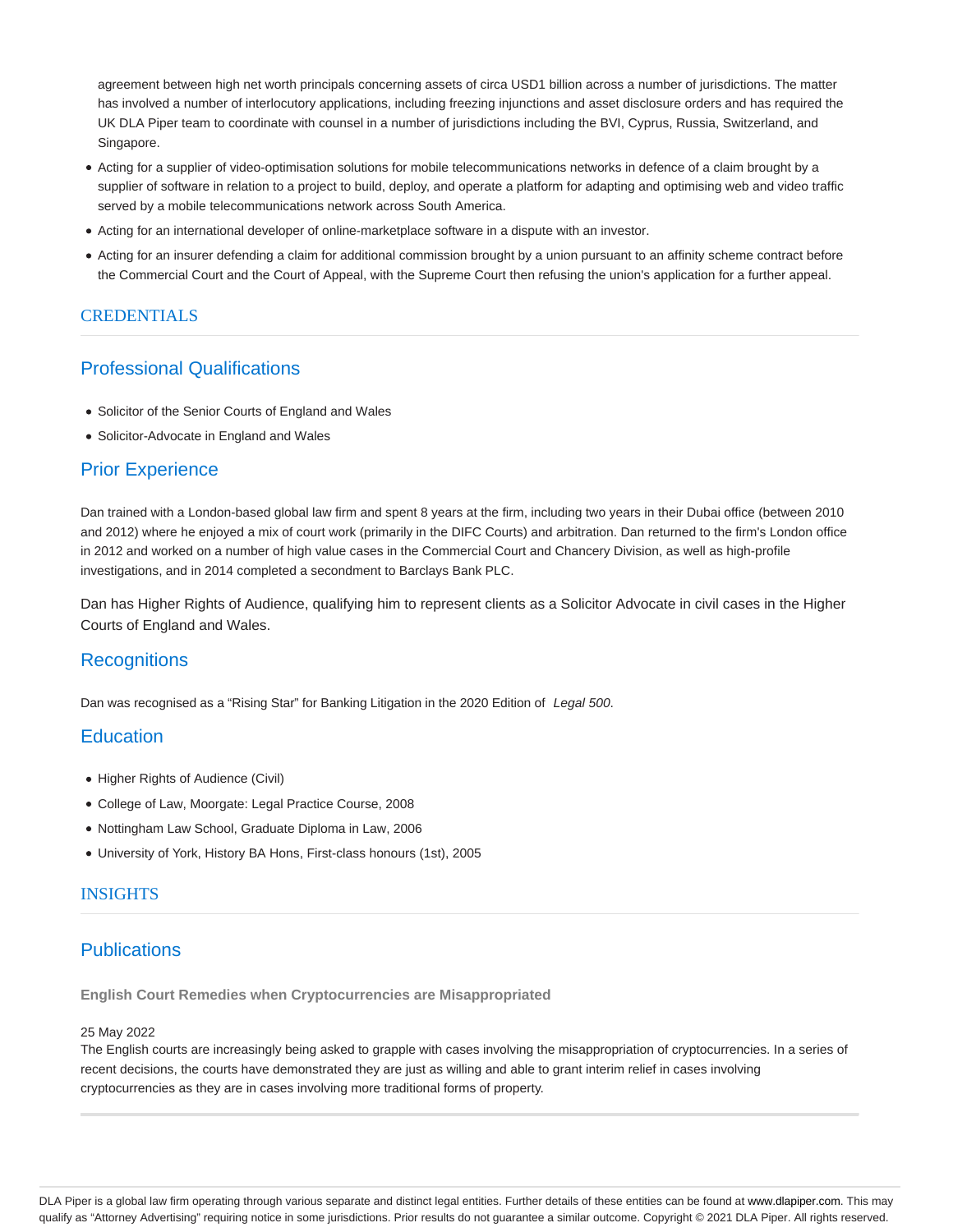agreement between high net worth principals concerning assets of circa USD1 billion across a number of jurisdictions. The matter has involved a number of interlocutory applications, including freezing injunctions and asset disclosure orders and has required the UK DLA Piper team to coordinate with counsel in a number of jurisdictions including the BVI, Cyprus, Russia, Switzerland, and Singapore.

- Acting for a supplier of video-optimisation solutions for mobile telecommunications networks in defence of a claim brought by a supplier of software in relation to a project to build, deploy, and operate a platform for adapting and optimising web and video traffic served by a mobile telecommunications network across South America.
- Acting for an international developer of online-marketplace software in a dispute with an investor.
- Acting for an insurer defending a claim for additional commission brought by a union pursuant to an affinity scheme contract before the Commercial Court and the Court of Appeal, with the Supreme Court then refusing the union's application for a further appeal.

## CREDENTIALS

### Professional Qualifications

- Solicitor of the Senior Courts of England and Wales
- Solicitor-Advocate in England and Wales

### Prior Experience

Dan trained with a London-based global law firm and spent 8 years at the firm, including two years in their Dubai office (between 2010 and 2012) where he enjoyed a mix of court work (primarily in the DIFC Courts) and arbitration. Dan returned to the firm's London office in 2012 and worked on a number of high value cases in the Commercial Court and Chancery Division, as well as high-profile investigations, and in 2014 completed a secondment to Barclays Bank PLC.

Dan has Higher Rights of Audience, qualifying him to represent clients as a Solicitor Advocate in civil cases in the Higher Courts of England and Wales.

### Recognitions

Dan was recognised as a "Rising Star" for Banking Litigation in the 2020 Edition of *Legal 500*.

### Education

- Higher Rights of Audience (Civil)
- College of Law, Moorgate: Legal Practice Course, 2008
- Nottingham Law School, Graduate Diploma in Law, 2006
- University of York, History BA Hons, First-class honours (1st), 2005

## INSIGHTS

### Publications

**English Court Remedies when Cryptocurrencies are Misappropriated**

25 May 2022
The English courts are increasingly being asked to grapple with cases involving the misappropriation of cryptocurrencies. In a series of recent decisions, the courts have demonstrated they are just as willing and able to grant interim relief in cases involving cryptocurrencies as they are in cases involving more traditional forms of property.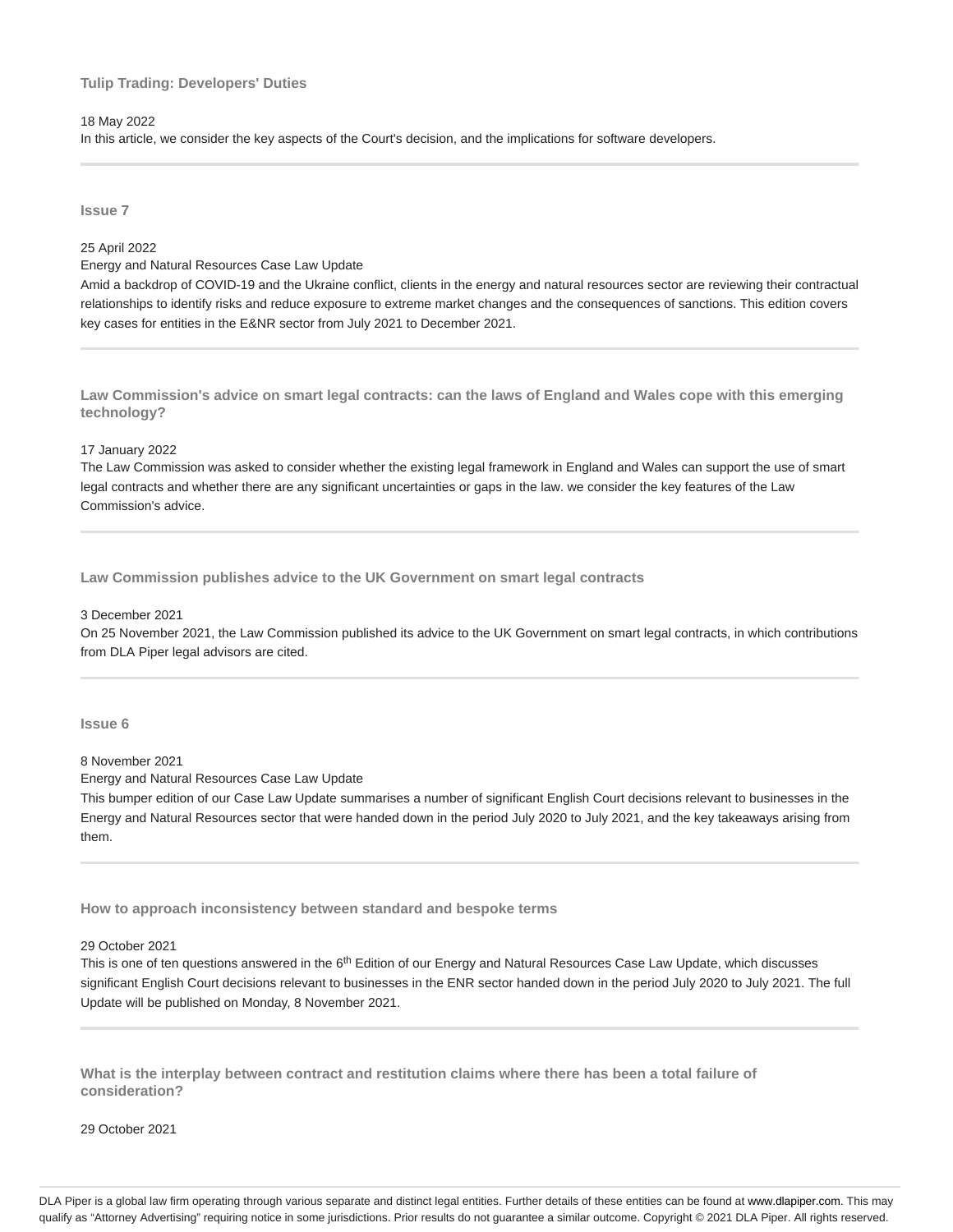### Tulip Trading: Developers' Duties

18 May 2022

In this article, we consider the key aspects of the Court's decision, and the implications for software developers.

---

### Issue 7

25 April 2022

Energy and Natural Resources Case Law Update

Amid a backdrop of COVID-19 and the Ukraine conflict, clients in the energy and natural resources sector are reviewing their contractual relationships to identify risks and reduce exposure to extreme market changes and the consequences of sanctions. This edition covers key cases for entities in the E&NR sector from July 2021 to December 2021.

---

### Law Commission's advice on smart legal contracts: can the laws of England and Wales cope with this emerging technology?

17 January 2022

The Law Commission was asked to consider whether the existing legal framework in England and Wales can support the use of smart legal contracts and whether there are any significant uncertainties or gaps in the law. we consider the key features of the Law Commission's advice.

---

### Law Commission publishes advice to the UK Government on smart legal contracts

3 December 2021

On 25 November 2021, the Law Commission published its advice to the UK Government on smart legal contracts, in which contributions from DLA Piper legal advisors are cited.

---

### Issue 6

8 November 2021

Energy and Natural Resources Case Law Update

This bumper edition of our Case Law Update summarises a number of significant English Court decisions relevant to businesses in the Energy and Natural Resources sector that were handed down in the period July 2020 to July 2021, and the key takeaways arising from them.

---

### How to approach inconsistency between standard and bespoke terms

29 October 2021

This is one of ten questions answered in the 6th Edition of our Energy and Natural Resources Case Law Update, which discusses significant English Court decisions relevant to businesses in the ENR sector handed down in the period July 2020 to July 2021. The full Update will be published on Monday, 8 November 2021.

---

### What is the interplay between contract and restitution claims where there has been a total failure of consideration?

29 October 2021

DLA Piper is a global law firm operating through various separate and distinct legal entities. Further details of these entities can be found at www.dlapiper.com. This may qualify as "Attorney Advertising" requiring notice in some jurisdictions. Prior results do not guarantee a similar outcome. Copyright © 2021 DLA Piper. All rights reserved.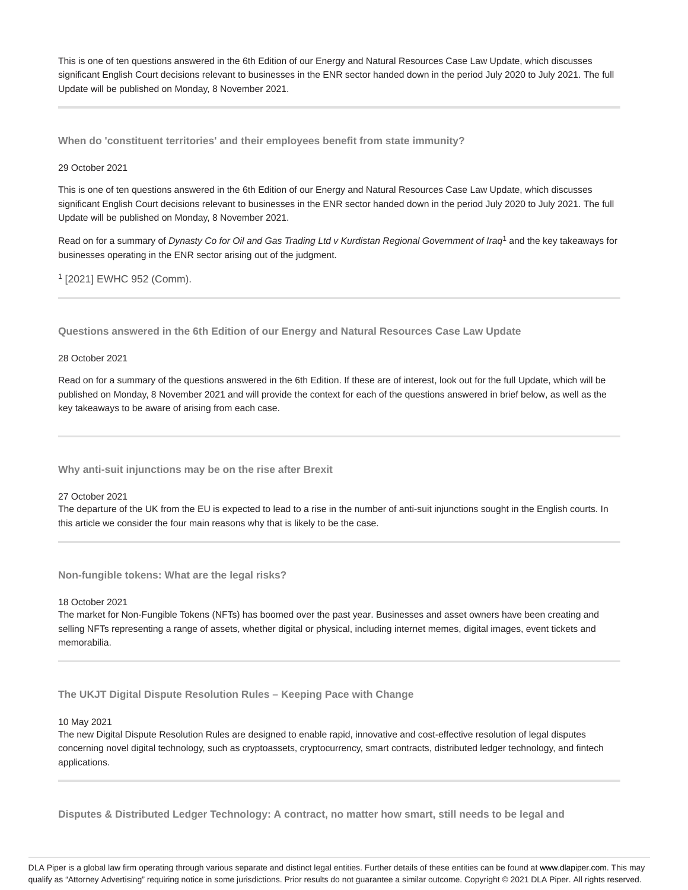This is one of ten questions answered in the 6th Edition of our Energy and Natural Resources Case Law Update, which discusses significant English Court decisions relevant to businesses in the ENR sector handed down in the period July 2020 to July 2021. The full Update will be published on Monday, 8 November 2021.

---

### When do 'constituent territories' and their employees benefit from state immunity?

29 October 2021

This is one of ten questions answered in the 6th Edition of our Energy and Natural Resources Case Law Update, which discusses significant English Court decisions relevant to businesses in the ENR sector handed down in the period July 2020 to July 2021. The full Update will be published on Monday, 8 November 2021.

Read on for a summary of *Dynasty Co for Oil and Gas Trading Ltd v Kurdistan Regional Government of Iraq*[1] and the key takeaways for businesses operating in the ENR sector arising out of the judgment.

[1] [2021] EWHC 952 (Comm).

---

### Questions answered in the 6th Edition of our Energy and Natural Resources Case Law Update

28 October 2021

Read on for a summary of the questions answered in the 6th Edition. If these are of interest, look out for the full Update, which will be published on Monday, 8 November 2021 and will provide the context for each of the questions answered in brief below, as well as the key takeaways to be aware of arising from each case.

---

### Why anti-suit injunctions may be on the rise after Brexit

27 October 2021

The departure of the UK from the EU is expected to lead to a rise in the number of anti-suit injunctions sought in the English courts. In this article we consider the four main reasons why that is likely to be the case.

---

### Non-fungible tokens: What are the legal risks?

18 October 2021

The market for Non-Fungible Tokens (NFTs) has boomed over the past year. Businesses and asset owners have been creating and selling NFTs representing a range of assets, whether digital or physical, including internet memes, digital images, event tickets and memorabilia.

---

### The UKJT Digital Dispute Resolution Rules – Keeping Pace with Change

10 May 2021

The new Digital Dispute Resolution Rules are designed to enable rapid, innovative and cost-effective resolution of legal disputes concerning novel digital technology, such as cryptoassets, cryptocurrency, smart contracts, distributed ledger technology, and fintech applications.

---

### Disputes & Distributed Ledger Technology: A contract, no matter how smart, still needs to be legal and

DLA Piper is a global law firm operating through various separate and distinct legal entities. Further details of these entities can be found at www.dlapiper.com. This may qualify as "Attorney Advertising" requiring notice in some jurisdictions. Prior results do not guarantee a similar outcome. Copyright © 2021 DLA Piper. All rights reserved.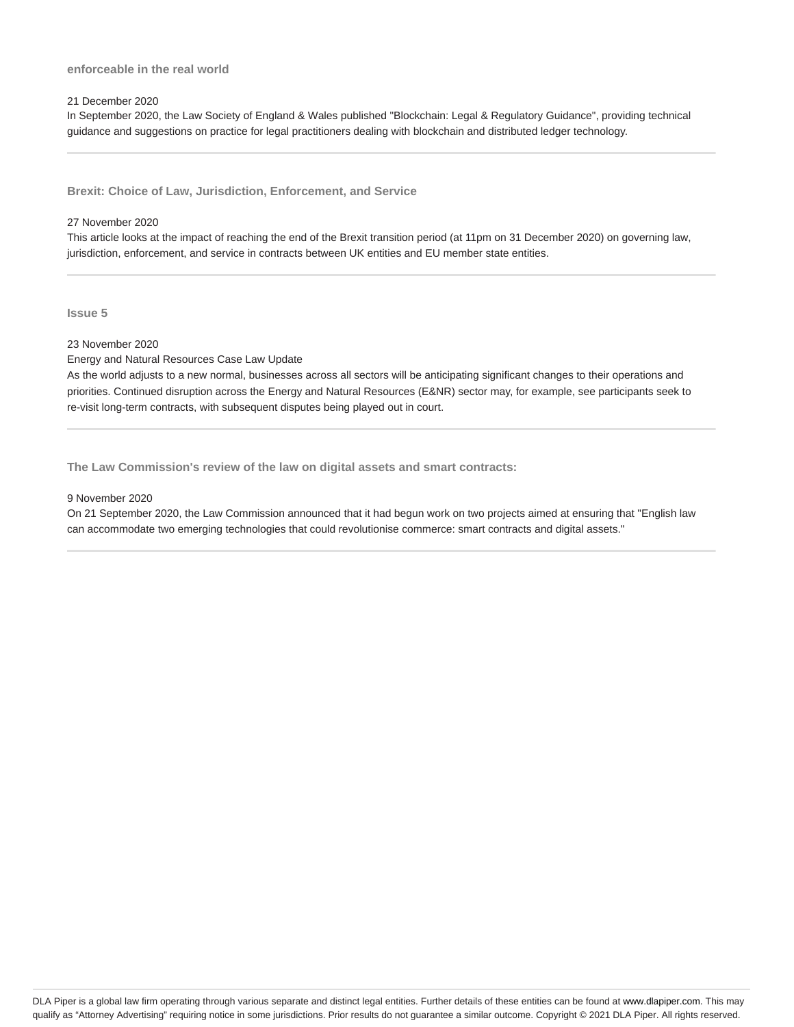**enforceable in the real world**

21 December 2020

In September 2020, the Law Society of England & Wales published "Blockchain: Legal & Regulatory Guidance", providing technical guidance and suggestions on practice for legal practitioners dealing with blockchain and distributed ledger technology.

---

**Brexit: Choice of Law, Jurisdiction, Enforcement, and Service**

27 November 2020

This article looks at the impact of reaching the end of the Brexit transition period (at 11pm on 31 December 2020) on governing law, jurisdiction, enforcement, and service in contracts between UK entities and EU member state entities.

---

**Issue 5**

23 November 2020

Energy and Natural Resources Case Law Update

As the world adjusts to a new normal, businesses across all sectors will be anticipating significant changes to their operations and priorities. Continued disruption across the Energy and Natural Resources (E&NR) sector may, for example, see participants seek to re-visit long-term contracts, with subsequent disputes being played out in court.

---

**The Law Commission's review of the law on digital assets and smart contracts:**

9 November 2020

On 21 September 2020, the Law Commission announced that it had begun work on two projects aimed at ensuring that "English law can accommodate two emerging technologies that could revolutionise commerce: smart contracts and digital assets."

---

DLA Piper is a global law firm operating through various separate and distinct legal entities. Further details of these entities can be found at www.dlapiper.com. This may qualify as "Attorney Advertising" requiring notice in some jurisdictions. Prior results do not guarantee a similar outcome. Copyright © 2021 DLA Piper. All rights reserved.